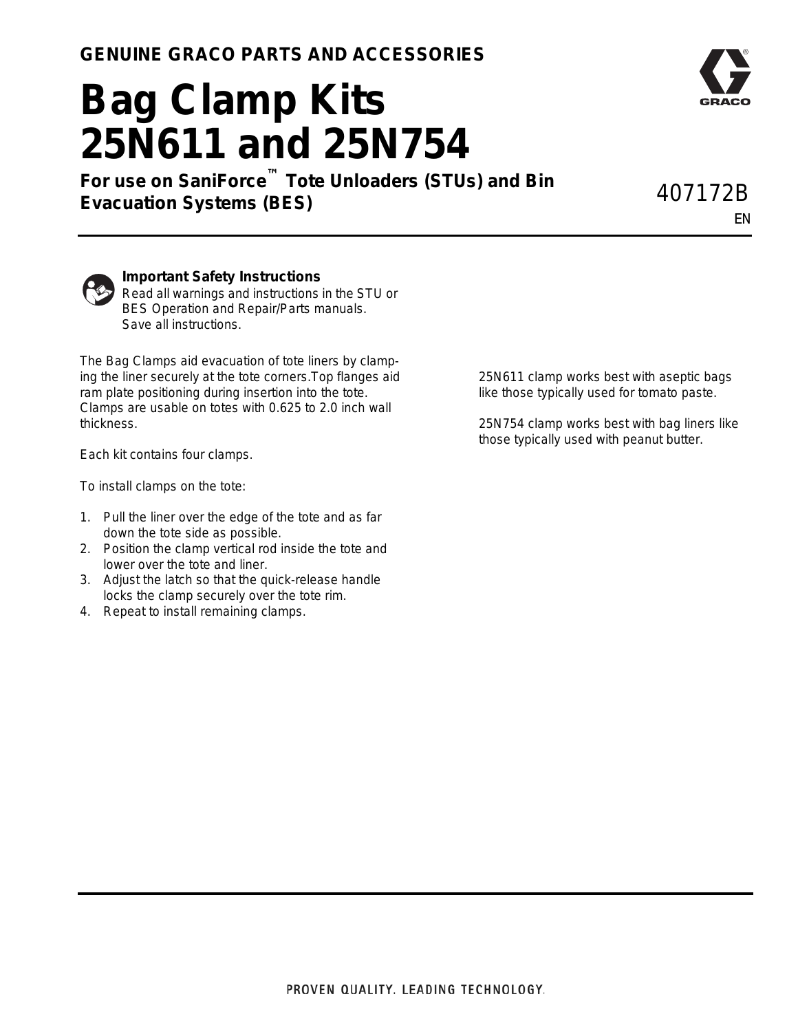**GENUINE GRACO PARTS AND ACCESSORIES**

# Bag Clamp Kits 25N611 and 25N754

**For use on SaniForce™ Tote Unloaders (STUs) and Bin Evacuation Systems (BES)**

407172B

EN

**Important Safety Instructions**
Read all warnings and instructions in the STU or BES Operation and Repair/Parts manuals. Save all instructions.

The Bag Clamps aid evacuation of tote liners by clamping the liner securely at the tote corners.Top flanges aid ram plate positioning during insertion into the tote. Clamps are usable on totes with 0.625 to 2.0 inch wall thickness.

Each kit contains four clamps.

To install clamps on the tote:

1. Pull the liner over the edge of the tote and as far down the tote side as possible.
2. Position the clamp vertical rod inside the tote and lower over the tote and liner.
3. Adjust the latch so that the quick-release handle locks the clamp securely over the tote rim.
4. Repeat to install remaining clamps.

25N611 clamp works best with aseptic bags like those typically used for tomato paste.

25N754 clamp works best with bag liners like those typically used with peanut butter.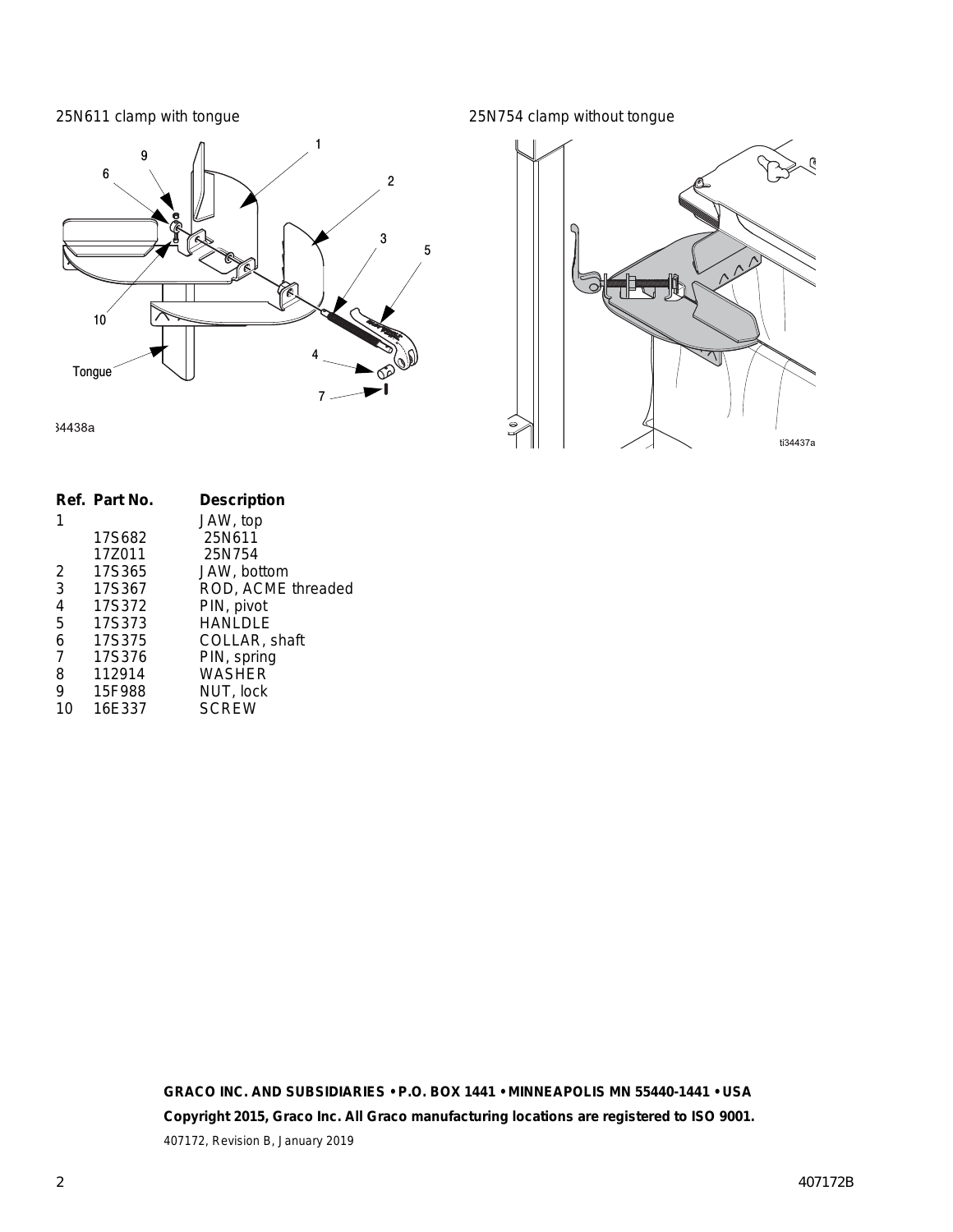25N611 clamp with tongue

1
9
6
2
3
5
10
4
Tongue
7

ti34438a

25N754 clamp without tongue

ti34437a

| Ref. | Part No. | Description |
|---|---|---|
| 1 | | JAW, top |
| | 17S682 | 25N611 |
| | 17Z011 | 25N754 |
| 2 | 17S365 | JAW, bottom |
| 3 | 17S367 | ROD, ACME threaded |
| 4 | 17S372 | PIN, pivot |
| 5 | 17S373 | HANLDLE |
| 6 | 17S375 | COLLAR, shaft |
| 7 | 17S376 | PIN, spring |
| 8 | 112914 | WASHER |
| 9 | 15F988 | NUT, lock |
| 10 | 16E337 | SCREW |

**GRACO INC. AND SUBSIDIARIES • P.O. BOX 1441 • MINNEAPOLIS MN 55440-1441 • USA**

**Copyright 2015, Graco Inc. All Graco manufacturing locations are registered to ISO 9001.**

407172, Revision B, January 2019